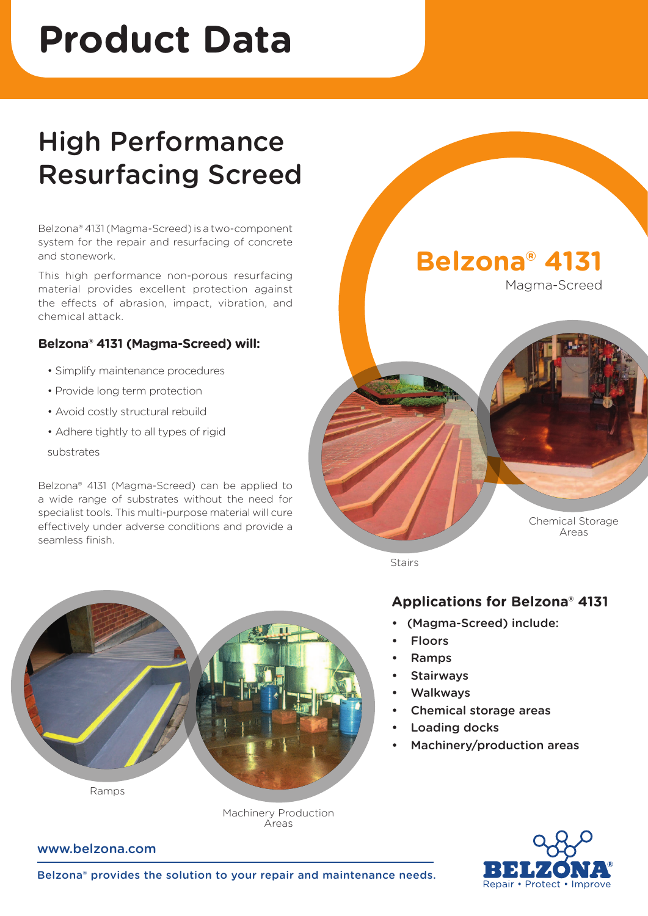# Product Data

## High Performance Resurfacing Screed

Belzona® 4131 (Magma-Screed) is a two-component system for the repair and resurfacing of concrete and stonework.

This high performance non-porous resurfacing material provides excellent protection against the effects of abrasion, impact, vibration, and chemical attack.

### Belzona® 4131 (Magma-Screed) will:

- Simplify maintenance procedures
- Provide long term protection
- Avoid costly structural rebuild
- Adhere tightly to all types of rigid substrates

Belzona® 4131 (Magma-Screed) can be applied to a wide range of substrates without the need for specialist tools. This multi-purpose material will cure effectively under adverse conditions and provide a seamless finish.

**Belzona® 4131**

Magma-Screed

Chemical Storage Areas

Stairs

### Applications for Belzona® 4131

- (Magma-Screed) include:
- Floors
- Ramps
- Stairways
- Walkways
- Chemical storage areas
- Loading docks
- Machinery/production areas

Ramps

Machinery Production Areas

www.belzona.com

Belzona® provides the solution to your repair and maintenance needs.

BELZONA® Repair • Protect • Improve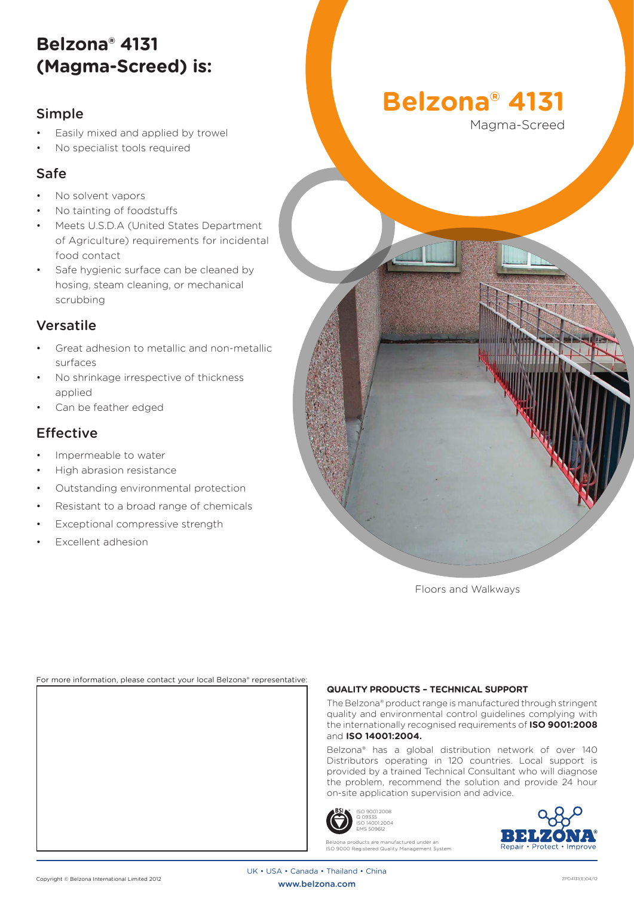# Belzona® 4131 (Magma-Screed) is:

## Simple

- Easily mixed and applied by trowel
- No specialist tools required

## Safe

- No solvent vapors
- No tainting of foodstuffs
- Meets U.S.D.A (United States Department of Agriculture) requirements for incidental food contact
- Safe hygienic surface can be cleaned by hosing, steam cleaning, or mechanical scrubbing

## Versatile

- Great adhesion to metallic and non-metallic surfaces
- No shrinkage irrespective of thickness applied
- Can be feather edged

## Effective

- Impermeable to water
- High abrasion resistance
- Outstanding environmental protection
- Resistant to a broad range of chemicals
- Exceptional compressive strength
- Excellent adhesion

# Belzona® 4131

Magma-Screed

Floors and Walkways

For more information, please contact your local Belzona® representative:

**QUALITY PRODUCTS – TECHNICAL SUPPORT**

The Belzona® product range is manufactured through stringent quality and environmental control guidelines complying with the internationally recognised requirements of **ISO 9001:2008** and **ISO 14001:2004.**

Belzona® has a global distribution network of over 140 Distributors operating in 120 countries. Local support is provided by a trained Technical Consultant who will diagnose the problem, recommend the solution and provide 24 hour on-site application supervision and advice.

ISO 9001:2008
Q 09335
ISO 14001:2004
EMS 509612

Belzona products are manufactured under an ISO 9000 Registered Quality Management System

BELZONA® Repair • Protect • Improve

Copyright © Belzona International Limited 2012

UK • USA • Canada • Thailand • China

www.belzona.com

ZPD4131(E)04/12